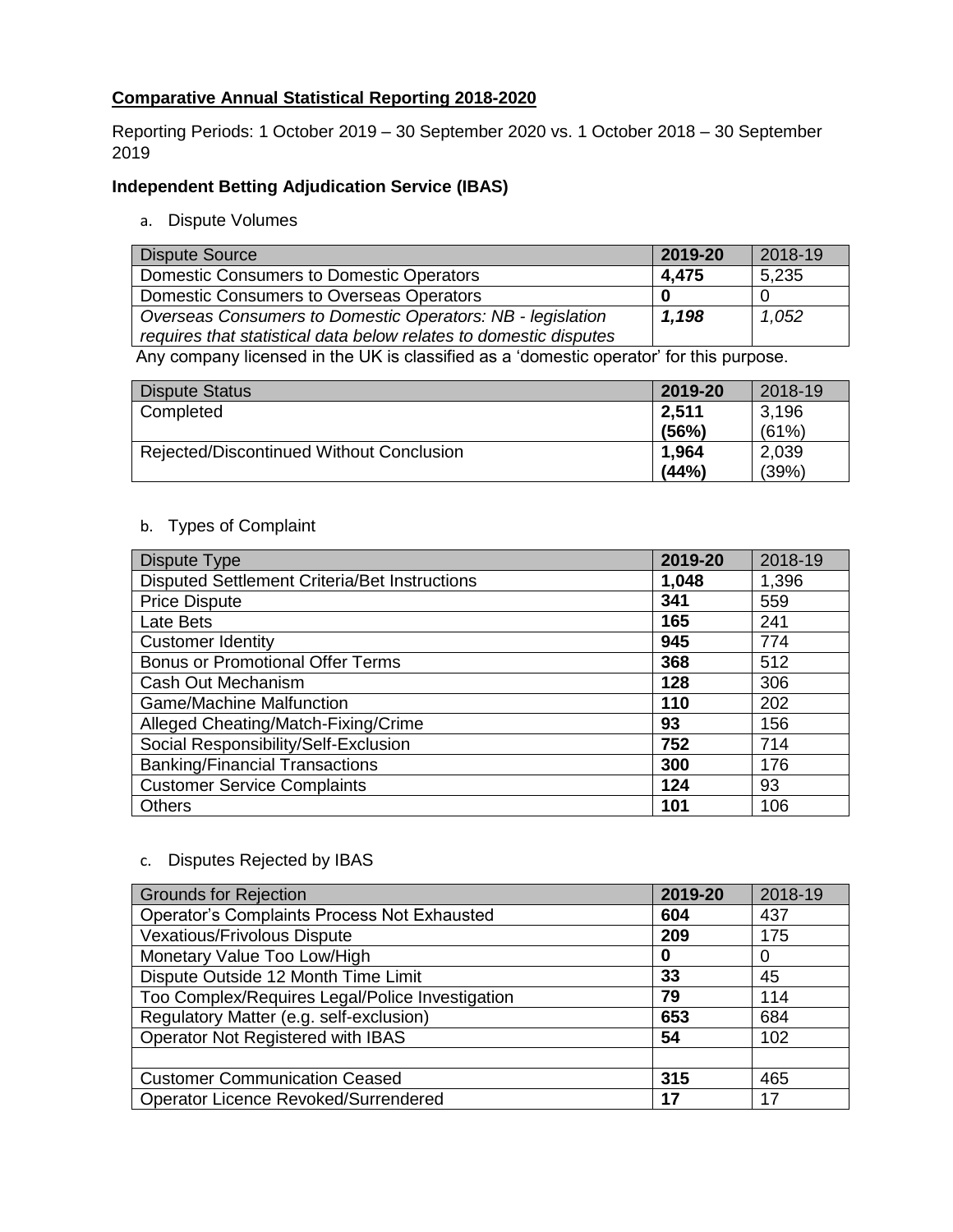**Comparative Annual Statistical Reporting 2018-2020**

Reporting Periods: 1 October 2019 – 30 September 2020 vs. 1 October 2018 – 30 September 2019

**Independent Betting Adjudication Service (IBAS)**

a. Dispute Volumes

| Dispute Source | 2019-20 | 2018-19 |
|---|---|---|
| Domestic Consumers to Domestic Operators | **4,475** | 5,235 |
| Domestic Consumers to Overseas Operators | **0** | 0 |
| *Overseas Consumers to Domestic Operators: NB - legislation requires that statistical data below relates to domestic disputes* | ***1,198*** | *1,052* |

Any company licensed in the UK is classified as a 'domestic operator' for this purpose.

| Dispute Status | 2019-20 | 2018-19 |
|---|---|---|
| Completed | **2,511 (56%)** | 3,196 (61%) |
| Rejected/Discontinued Without Conclusion | **1,964 (44%)** | 2,039 (39%) |

b. Types of Complaint

| Dispute Type | 2019-20 | 2018-19 |
|---|---|---|
| Disputed Settlement Criteria/Bet Instructions | **1,048** | 1,396 |
| Price Dispute | **341** | 559 |
| Late Bets | **165** | 241 |
| Customer Identity | **945** | 774 |
| Bonus or Promotional Offer Terms | **368** | 512 |
| Cash Out Mechanism | **128** | 306 |
| Game/Machine Malfunction | **110** | 202 |
| Alleged Cheating/Match-Fixing/Crime | **93** | 156 |
| Social Responsibility/Self-Exclusion | **752** | 714 |
| Banking/Financial Transactions | **300** | 176 |
| Customer Service Complaints | **124** | 93 |
| Others | **101** | 106 |

c. Disputes Rejected by IBAS

| Grounds for Rejection | 2019-20 | 2018-19 |
|---|---|---|
| Operator's Complaints Process Not Exhausted | **604** | 437 |
| Vexatious/Frivolous Dispute | **209** | 175 |
| Monetary Value Too Low/High | **0** | 0 |
| Dispute Outside 12 Month Time Limit | **33** | 45 |
| Too Complex/Requires Legal/Police Investigation | **79** | 114 |
| Regulatory Matter (e.g. self-exclusion) | **653** | 684 |
| Operator Not Registered with IBAS | **54** | 102 |
| | | |
| Customer Communication Ceased | **315** | 465 |
| Operator Licence Revoked/Surrendered | **17** | 17 |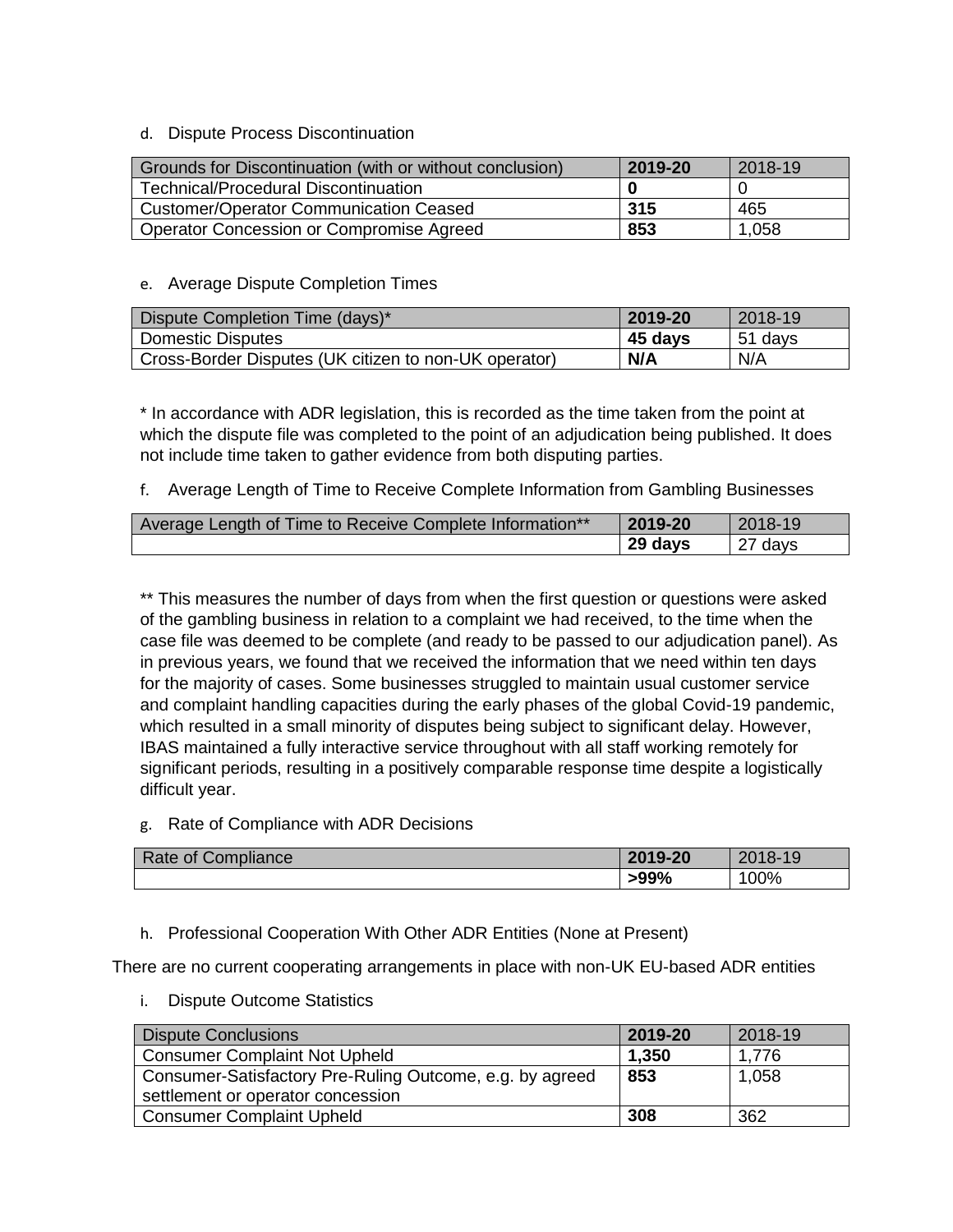d. Dispute Process Discontinuation

| Grounds for Discontinuation (with or without conclusion) | 2019-20 | 2018-19 |
|---|---|---|
| Technical/Procedural Discontinuation | **0** | 0 |
| Customer/Operator Communication Ceased | **315** | 465 |
| Operator Concession or Compromise Agreed | **853** | 1,058 |

e. Average Dispute Completion Times

| Dispute Completion Time (days)* | 2019-20 | 2018-19 |
|---|---|---|
| Domestic Disputes | **45 days** | 51 days |
| Cross-Border Disputes (UK citizen to non-UK operator) | **N/A** | N/A |

* In accordance with ADR legislation, this is recorded as the time taken from the point at which the dispute file was completed to the point of an adjudication being published. It does not include time taken to gather evidence from both disputing parties.

f. Average Length of Time to Receive Complete Information from Gambling Businesses

| Average Length of Time to Receive Complete Information** | 2019-20 | 2018-19 |
|---|---|---|
| | **29 days** | 27 days |

** This measures the number of days from when the first question or questions were asked of the gambling business in relation to a complaint we had received, to the time when the case file was deemed to be complete (and ready to be passed to our adjudication panel). As in previous years, we found that we received the information that we need within ten days for the majority of cases. Some businesses struggled to maintain usual customer service and complaint handling capacities during the early phases of the global Covid-19 pandemic, which resulted in a small minority of disputes being subject to significant delay. However, IBAS maintained a fully interactive service throughout with all staff working remotely for significant periods, resulting in a positively comparable response time despite a logistically difficult year.

g. Rate of Compliance with ADR Decisions

| Rate of Compliance | 2019-20 | 2018-19 |
|---|---|---|
| | **>99%** | 100% |

h. Professional Cooperation With Other ADR Entities (None at Present)

There are no current cooperating arrangements in place with non-UK EU-based ADR entities

i. Dispute Outcome Statistics

| Dispute Conclusions | 2019-20 | 2018-19 |
|---|---|---|
| Consumer Complaint Not Upheld | **1,350** | 1,776 |
| Consumer-Satisfactory Pre-Ruling Outcome, e.g. by agreed settlement or operator concession | **853** | 1,058 |
| Consumer Complaint Upheld | **308** | 362 |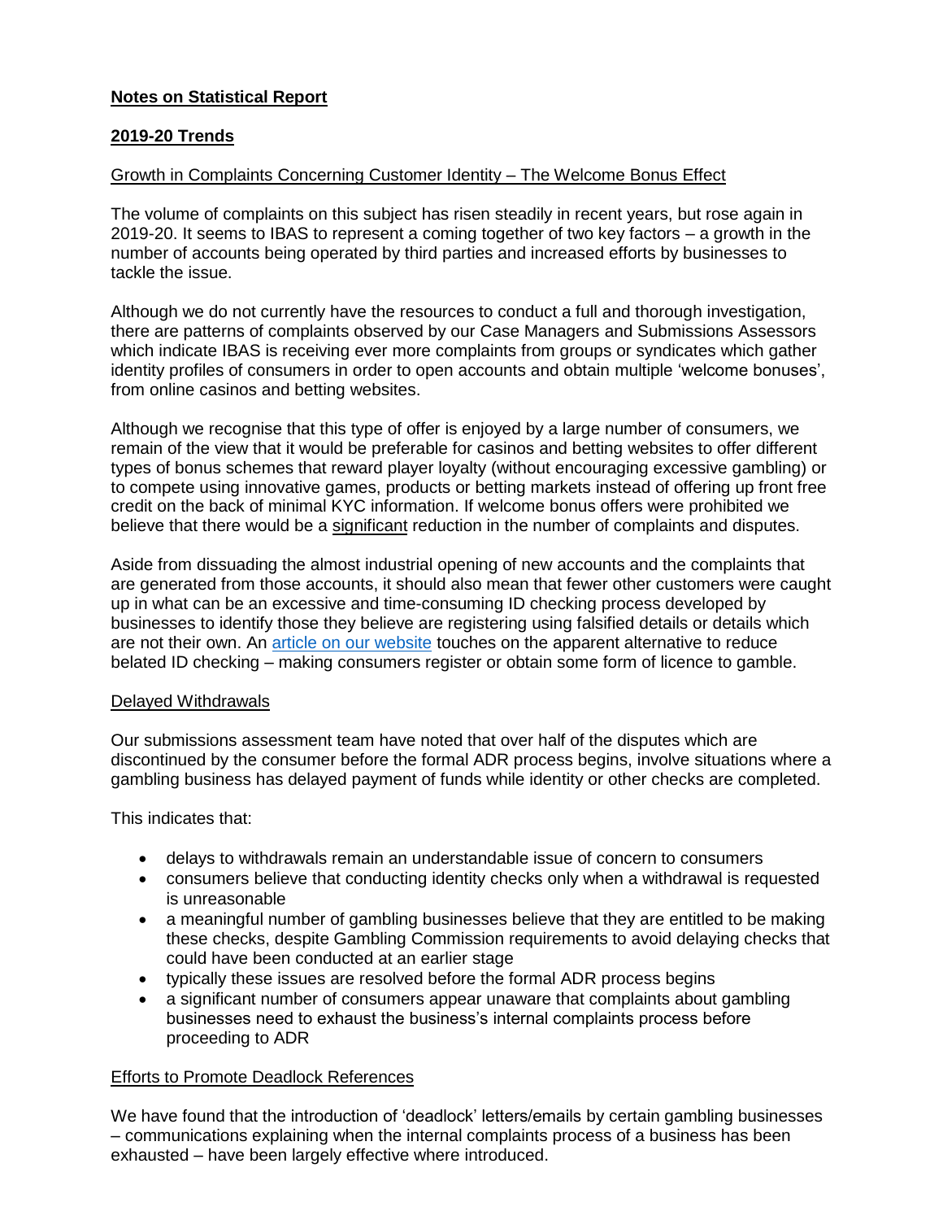## Notes on Statistical Report

## 2019-20 Trends

### Growth in Complaints Concerning Customer Identity – The Welcome Bonus Effect

The volume of complaints on this subject has risen steadily in recent years, but rose again in 2019-20. It seems to IBAS to represent a coming together of two key factors – a growth in the number of accounts being operated by third parties and increased efforts by businesses to tackle the issue.

Although we do not currently have the resources to conduct a full and thorough investigation, there are patterns of complaints observed by our Case Managers and Submissions Assessors which indicate IBAS is receiving ever more complaints from groups or syndicates which gather identity profiles of consumers in order to open accounts and obtain multiple 'welcome bonuses', from online casinos and betting websites.

Although we recognise that this type of offer is enjoyed by a large number of consumers, we remain of the view that it would be preferable for casinos and betting websites to offer different types of bonus schemes that reward player loyalty (without encouraging excessive gambling) or to compete using innovative games, products or betting markets instead of offering up front free credit on the back of minimal KYC information. If welcome bonus offers were prohibited we believe that there would be a significant reduction in the number of complaints and disputes.

Aside from dissuading the almost industrial opening of new accounts and the complaints that are generated from those accounts, it should also mean that fewer other customers were caught up in what can be an excessive and time-consuming ID checking process developed by businesses to identify those they believe are registering using falsified details or details which are not their own. An article on our website touches on the apparent alternative to reduce belated ID checking – making consumers register or obtain some form of licence to gamble.

### Delayed Withdrawals

Our submissions assessment team have noted that over half of the disputes which are discontinued by the consumer before the formal ADR process begins, involve situations where a gambling business has delayed payment of funds while identity or other checks are completed.

This indicates that:

- delays to withdrawals remain an understandable issue of concern to consumers
- consumers believe that conducting identity checks only when a withdrawal is requested is unreasonable
- a meaningful number of gambling businesses believe that they are entitled to be making these checks, despite Gambling Commission requirements to avoid delaying checks that could have been conducted at an earlier stage
- typically these issues are resolved before the formal ADR process begins
- a significant number of consumers appear unaware that complaints about gambling businesses need to exhaust the business's internal complaints process before proceeding to ADR

### Efforts to Promote Deadlock References

We have found that the introduction of 'deadlock' letters/emails by certain gambling businesses – communications explaining when the internal complaints process of a business has been exhausted – have been largely effective where introduced.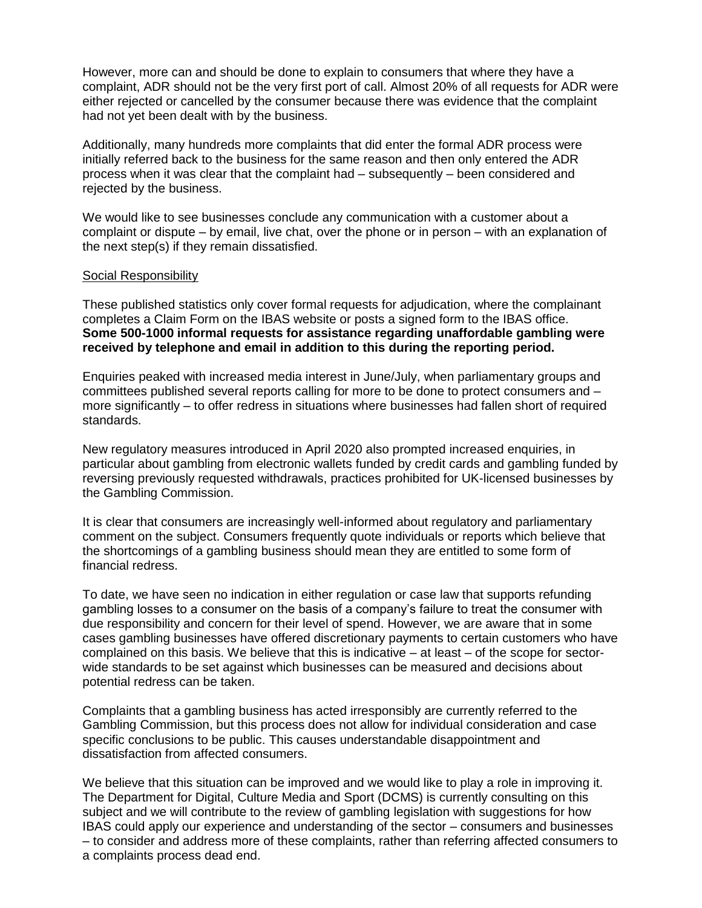However, more can and should be done to explain to consumers that where they have a complaint, ADR should not be the very first port of call. Almost 20% of all requests for ADR were either rejected or cancelled by the consumer because there was evidence that the complaint had not yet been dealt with by the business.

Additionally, many hundreds more complaints that did enter the formal ADR process were initially referred back to the business for the same reason and then only entered the ADR process when it was clear that the complaint had – subsequently – been considered and rejected by the business.

We would like to see businesses conclude any communication with a customer about a complaint or dispute – by email, live chat, over the phone or in person – with an explanation of the next step(s) if they remain dissatisfied.

## Social Responsibility

These published statistics only cover formal requests for adjudication, where the complainant completes a Claim Form on the IBAS website or posts a signed form to the IBAS office. **Some 500-1000 informal requests for assistance regarding unaffordable gambling were received by telephone and email in addition to this during the reporting period.**

Enquiries peaked with increased media interest in June/July, when parliamentary groups and committees published several reports calling for more to be done to protect consumers and – more significantly – to offer redress in situations where businesses had fallen short of required standards.

New regulatory measures introduced in April 2020 also prompted increased enquiries, in particular about gambling from electronic wallets funded by credit cards and gambling funded by reversing previously requested withdrawals, practices prohibited for UK-licensed businesses by the Gambling Commission.

It is clear that consumers are increasingly well-informed about regulatory and parliamentary comment on the subject. Consumers frequently quote individuals or reports which believe that the shortcomings of a gambling business should mean they are entitled to some form of financial redress.

To date, we have seen no indication in either regulation or case law that supports refunding gambling losses to a consumer on the basis of a company's failure to treat the consumer with due responsibility and concern for their level of spend. However, we are aware that in some cases gambling businesses have offered discretionary payments to certain customers who have complained on this basis. We believe that this is indicative – at least – of the scope for sector-wide standards to be set against which businesses can be measured and decisions about potential redress can be taken.

Complaints that a gambling business has acted irresponsibly are currently referred to the Gambling Commission, but this process does not allow for individual consideration and case specific conclusions to be public. This causes understandable disappointment and dissatisfaction from affected consumers.

We believe that this situation can be improved and we would like to play a role in improving it. The Department for Digital, Culture Media and Sport (DCMS) is currently consulting on this subject and we will contribute to the review of gambling legislation with suggestions for how IBAS could apply our experience and understanding of the sector – consumers and businesses – to consider and address more of these complaints, rather than referring affected consumers to a complaints process dead end.